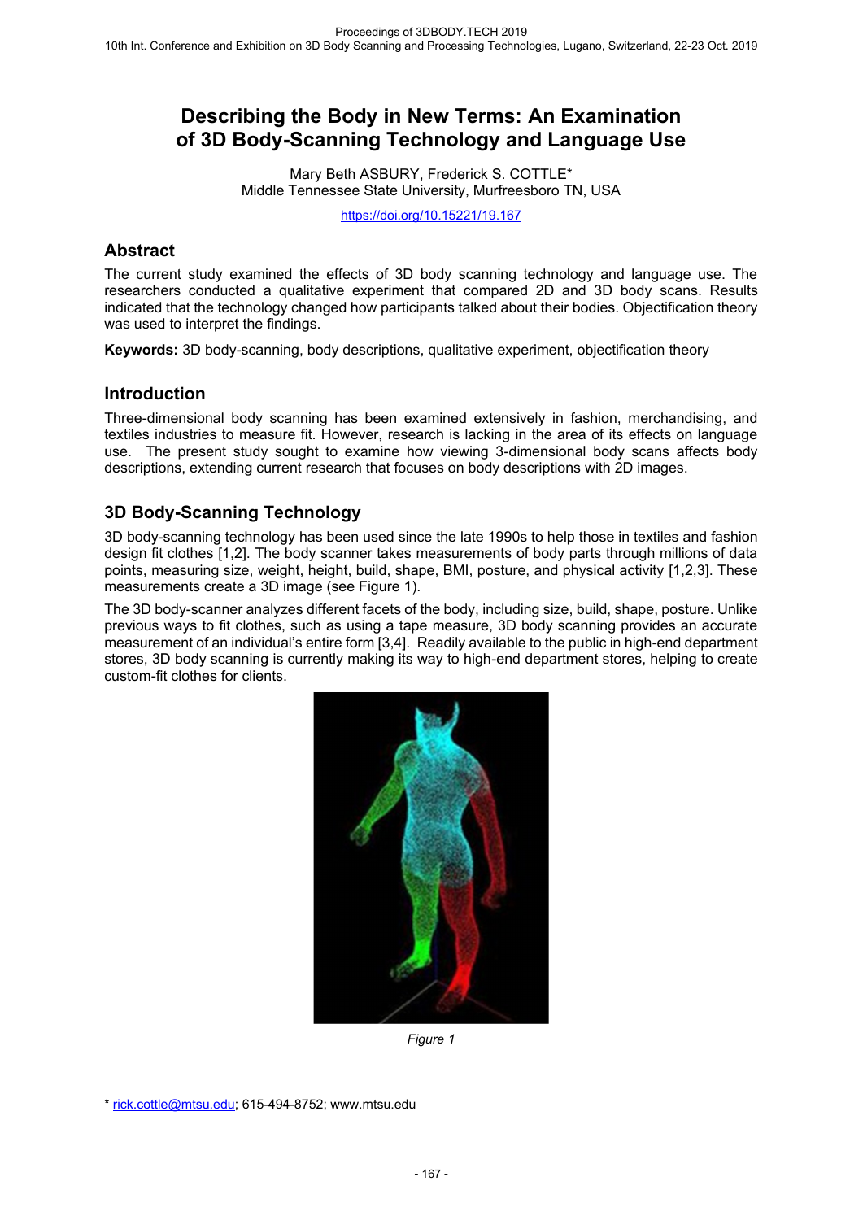# Describing the Body in New Terms: An Examination of 3D Body-Scanning Technology and Language Use

Mary Beth ASBURY, Frederick S. COTTLE*
Middle Tennessee State University, Murfreesboro TN, USA

https://doi.org/10.15221/19.167

## Abstract

The current study examined the effects of 3D body scanning technology and language use. The researchers conducted a qualitative experiment that compared 2D and 3D body scans. Results indicated that the technology changed how participants talked about their bodies. Objectification theory was used to interpret the findings.

**Keywords:** 3D body-scanning, body descriptions, qualitative experiment, objectification theory

## Introduction

Three-dimensional body scanning has been examined extensively in fashion, merchandising, and textiles industries to measure fit. However, research is lacking in the area of its effects on language use. The present study sought to examine how viewing 3-dimensional body scans affects body descriptions, extending current research that focuses on body descriptions with 2D images.

## 3D Body-Scanning Technology

3D body-scanning technology has been used since the late 1990s to help those in textiles and fashion design fit clothes [1,2]. The body scanner takes measurements of body parts through millions of data points, measuring size, weight, height, build, shape, BMI, posture, and physical activity [1,2,3]. These measurements create a 3D image (see Figure 1).

The 3D body-scanner analyzes different facets of the body, including size, build, shape, posture. Unlike previous ways to fit clothes, such as using a tape measure, 3D body scanning provides an accurate measurement of an individual's entire form [3,4]. Readily available to the public in high-end department stores, 3D body scanning is currently making its way to high-end department stores, helping to create custom-fit clothes for clients.

*Figure 1*

* rick.cottle@mtsu.edu; 615-494-8752; www.mtsu.edu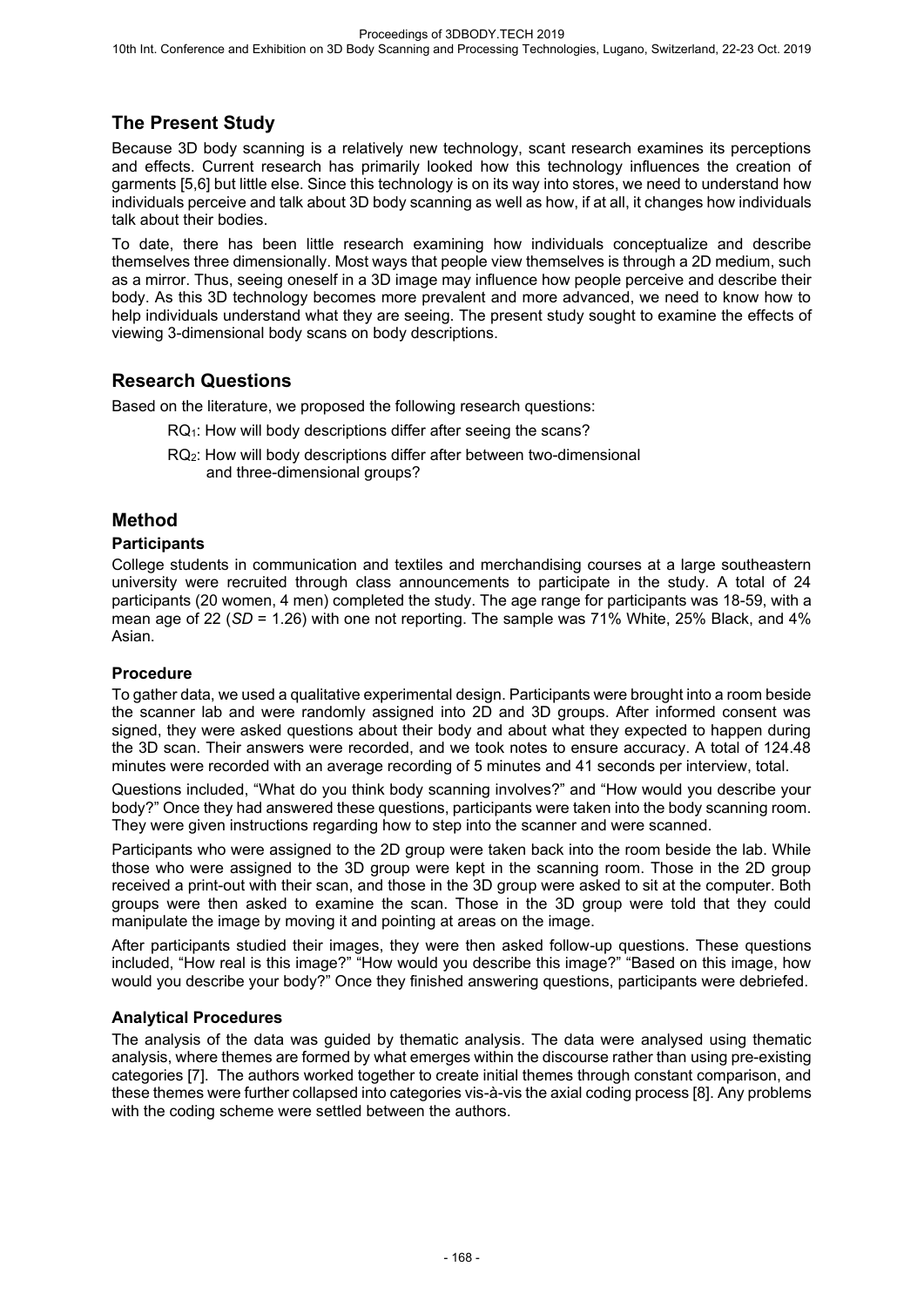## The Present Study

Because 3D body scanning is a relatively new technology, scant research examines its perceptions and effects. Current research has primarily looked how this technology influences the creation of garments [5,6] but little else. Since this technology is on its way into stores, we need to understand how individuals perceive and talk about 3D body scanning as well as how, if at all, it changes how individuals talk about their bodies.

To date, there has been little research examining how individuals conceptualize and describe themselves three dimensionally. Most ways that people view themselves is through a 2D medium, such as a mirror. Thus, seeing oneself in a 3D image may influence how people perceive and describe their body. As this 3D technology becomes more prevalent and more advanced, we need to know how to help individuals understand what they are seeing. The present study sought to examine the effects of viewing 3-dimensional body scans on body descriptions.

## Research Questions

Based on the literature, we proposed the following research questions:

> $RQ_1$: How will body descriptions differ after seeing the scans?
>
> $RQ_2$: How will body descriptions differ after between two-dimensional and three-dimensional groups?

## Method

### Participants

College students in communication and textiles and merchandising courses at a large southeastern university were recruited through class announcements to participate in the study. A total of 24 participants (20 women, 4 men) completed the study. The age range for participants was 18-59, with a mean age of 22 ($SD$ = 1.26) with one not reporting. The sample was 71% White, 25% Black, and 4% Asian.

### Procedure

To gather data, we used a qualitative experimental design. Participants were brought into a room beside the scanner lab and were randomly assigned into 2D and 3D groups. After informed consent was signed, they were asked questions about their body and about what they expected to happen during the 3D scan. Their answers were recorded, and we took notes to ensure accuracy. A total of 124.48 minutes were recorded with an average recording of 5 minutes and 41 seconds per interview, total.

Questions included, "What do you think body scanning involves?" and "How would you describe your body?" Once they had answered these questions, participants were taken into the body scanning room. They were given instructions regarding how to step into the scanner and were scanned.

Participants who were assigned to the 2D group were taken back into the room beside the lab. While those who were assigned to the 3D group were kept in the scanning room. Those in the 2D group received a print-out with their scan, and those in the 3D group were asked to sit at the computer. Both groups were then asked to examine the scan. Those in the 3D group were told that they could manipulate the image by moving it and pointing at areas on the image.

After participants studied their images, they were then asked follow-up questions. These questions included, "How real is this image?" "How would you describe this image?" "Based on this image, how would you describe your body?" Once they finished answering questions, participants were debriefed.

### Analytical Procedures

The analysis of the data was guided by thematic analysis. The data were analysed using thematic analysis, where themes are formed by what emerges within the discourse rather than using pre-existing categories [7]. The authors worked together to create initial themes through constant comparison, and these themes were further collapsed into categories vis-à-vis the axial coding process [8]. Any problems with the coding scheme were settled between the authors.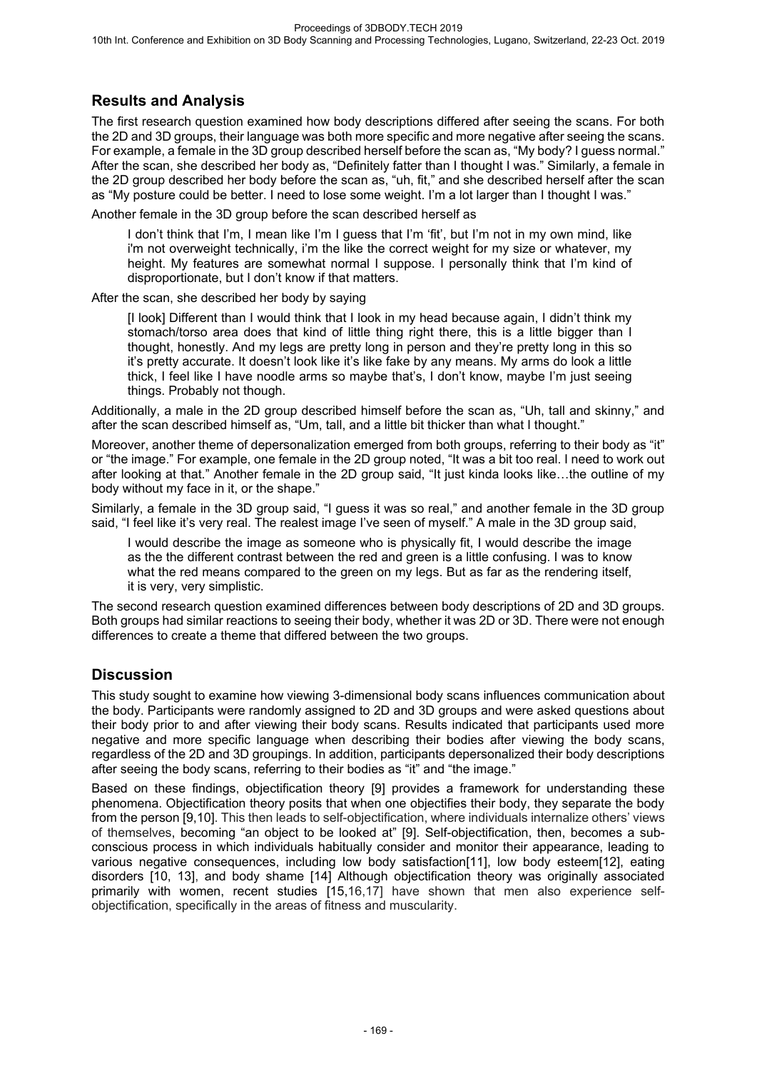## Results and Analysis

The first research question examined how body descriptions differed after seeing the scans. For both the 2D and 3D groups, their language was both more specific and more negative after seeing the scans. For example, a female in the 3D group described herself before the scan as, "My body? I guess normal." After the scan, she described her body as, "Definitely fatter than I thought I was." Similarly, a female in the 2D group described her body before the scan as, "uh, fit," and she described herself after the scan as "My posture could be better. I need to lose some weight. I'm a lot larger than I thought I was."

Another female in the 3D group before the scan described herself as

> I don't think that I'm, I mean like I'm I guess that I'm 'fit', but I'm not in my own mind, like i'm not overweight technically, i'm the like the correct weight for my size or whatever, my height. My features are somewhat normal I suppose. I personally think that I'm kind of disproportionate, but I don't know if that matters.

After the scan, she described her body by saying

> [I look] Different than I would think that I look in my head because again, I didn't think my stomach/torso area does that kind of little thing right there, this is a little bigger than I thought, honestly. And my legs are pretty long in person and they're pretty long in this so it's pretty accurate. It doesn't look like it's like fake by any means. My arms do look a little thick, I feel like I have noodle arms so maybe that's, I don't know, maybe I'm just seeing things. Probably not though.

Additionally, a male in the 2D group described himself before the scan as, "Uh, tall and skinny," and after the scan described himself as, "Um, tall, and a little bit thicker than what I thought."

Moreover, another theme of depersonalization emerged from both groups, referring to their body as "it" or "the image." For example, one female in the 2D group noted, "It was a bit too real. I need to work out after looking at that." Another female in the 2D group said, "It just kinda looks like…the outline of my body without my face in it, or the shape."

Similarly, a female in the 3D group said, "I guess it was so real," and another female in the 3D group said, "I feel like it's very real. The realest image I've seen of myself." A male in the 3D group said,

> I would describe the image as someone who is physically fit, I would describe the image as the the different contrast between the red and green is a little confusing. I was to know what the red means compared to the green on my legs. But as far as the rendering itself, it is very, very simplistic.

The second research question examined differences between body descriptions of 2D and 3D groups. Both groups had similar reactions to seeing their body, whether it was 2D or 3D. There were not enough differences to create a theme that differed between the two groups.

## Discussion

This study sought to examine how viewing 3-dimensional body scans influences communication about the body. Participants were randomly assigned to 2D and 3D groups and were asked questions about their body prior to and after viewing their body scans. Results indicated that participants used more negative and more specific language when describing their bodies after viewing the body scans, regardless of the 2D and 3D groupings. In addition, participants depersonalized their body descriptions after seeing the body scans, referring to their bodies as "it" and "the image."

Based on these findings, objectification theory [9] provides a framework for understanding these phenomena. Objectification theory posits that when one objectifies their body, they separate the body from the person [9,10]. This then leads to self-objectification, where individuals internalize others' views of themselves, becoming "an object to be looked at" [9]. Self-objectification, then, becomes a subconscious process in which individuals habitually consider and monitor their appearance, leading to various negative consequences, including low body satisfaction[11], low body esteem[12], eating disorders [10, 13], and body shame [14] Although objectification theory was originally associated primarily with women, recent studies [15,16,17] have shown that men also experience self-objectification, specifically in the areas of fitness and muscularity.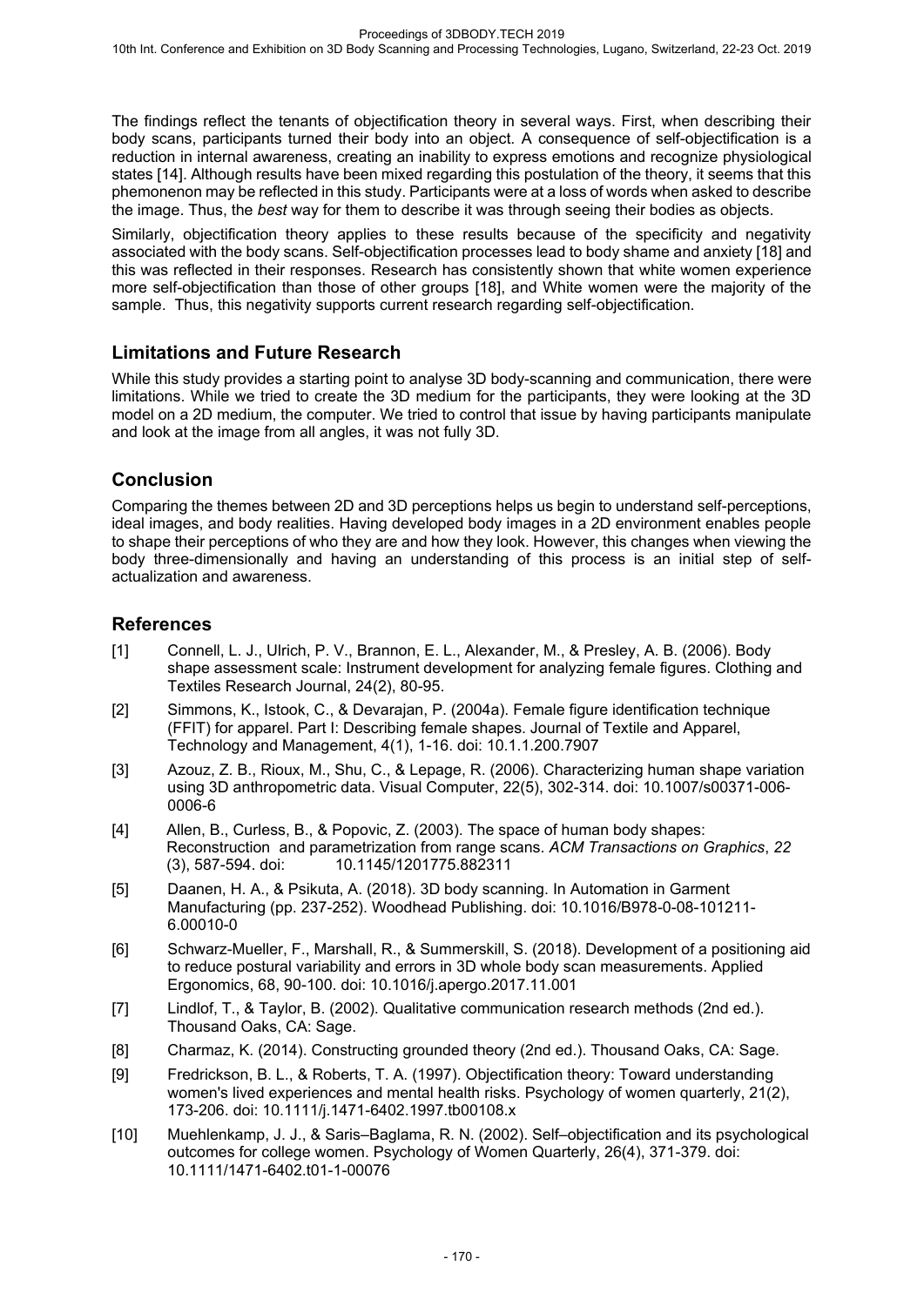The findings reflect the tenants of objectification theory in several ways. First, when describing their body scans, participants turned their body into an object. A consequence of self-objectification is a reduction in internal awareness, creating an inability to express emotions and recognize physiological states [14]. Although results have been mixed regarding this postulation of the theory, it seems that this phemonenon may be reflected in this study. Participants were at a loss of words when asked to describe the image. Thus, the *best* way for them to describe it was through seeing their bodies as objects.

Similarly, objectification theory applies to these results because of the specificity and negativity associated with the body scans. Self-objectification processes lead to body shame and anxiety [18] and this was reflected in their responses. Research has consistently shown that white women experience more self-objectification than those of other groups [18], and White women were the majority of the sample. Thus, this negativity supports current research regarding self-objectification.

## Limitations and Future Research

While this study provides a starting point to analyse 3D body-scanning and communication, there were limitations. While we tried to create the 3D medium for the participants, they were looking at the 3D model on a 2D medium, the computer. We tried to control that issue by having participants manipulate and look at the image from all angles, it was not fully 3D.

## Conclusion

Comparing the themes between 2D and 3D perceptions helps us begin to understand self-perceptions, ideal images, and body realities. Having developed body images in a 2D environment enables people to shape their perceptions of who they are and how they look. However, this changes when viewing the body three-dimensionally and having an understanding of this process is an initial step of self-actualization and awareness.

## References

[1] Connell, L. J., Ulrich, P. V., Brannon, E. L., Alexander, M., & Presley, A. B. (2006). Body shape assessment scale: Instrument development for analyzing female figures. Clothing and Textiles Research Journal, 24(2), 80-95.

[2] Simmons, K., Istook, C., & Devarajan, P. (2004a). Female figure identification technique (FFIT) for apparel. Part I: Describing female shapes. Journal of Textile and Apparel, Technology and Management, 4(1), 1-16. doi: 10.1.1.200.7907

[3] Azouz, Z. B., Rioux, M., Shu, C., & Lepage, R. (2006). Characterizing human shape variation using 3D anthropometric data. Visual Computer, 22(5), 302-314. doi: 10.1007/s00371-006-0006-6

[4] Allen, B., Curless, B., & Popovic, Z. (2003). The space of human body shapes: Reconstruction and parametrization from range scans. *ACM Transactions on Graphics*, *22* (3), 587-594. doi: 10.1145/1201775.882311

[5] Daanen, H. A., & Psikuta, A. (2018). 3D body scanning. In Automation in Garment Manufacturing (pp. 237-252). Woodhead Publishing. doi: 10.1016/B978-0-08-101211-6.00010-0

[6] Schwarz-Mueller, F., Marshall, R., & Summerskill, S. (2018). Development of a positioning aid to reduce postural variability and errors in 3D whole body scan measurements. Applied Ergonomics, 68, 90-100. doi: 10.1016/j.apergo.2017.11.001

[7] Lindlof, T., & Taylor, B. (2002). Qualitative communication research methods (2nd ed.). Thousand Oaks, CA: Sage.

[8] Charmaz, K. (2014). Constructing grounded theory (2nd ed.). Thousand Oaks, CA: Sage.

[9] Fredrickson, B. L., & Roberts, T. A. (1997). Objectification theory: Toward understanding women's lived experiences and mental health risks. Psychology of women quarterly, 21(2), 173-206. doi: 10.1111/j.1471-6402.1997.tb00108.x

[10] Muehlenkamp, J. J., & Saris–Baglama, R. N. (2002). Self–objectification and its psychological outcomes for college women. Psychology of Women Quarterly, 26(4), 371-379. doi: 10.1111/1471-6402.t01-1-00076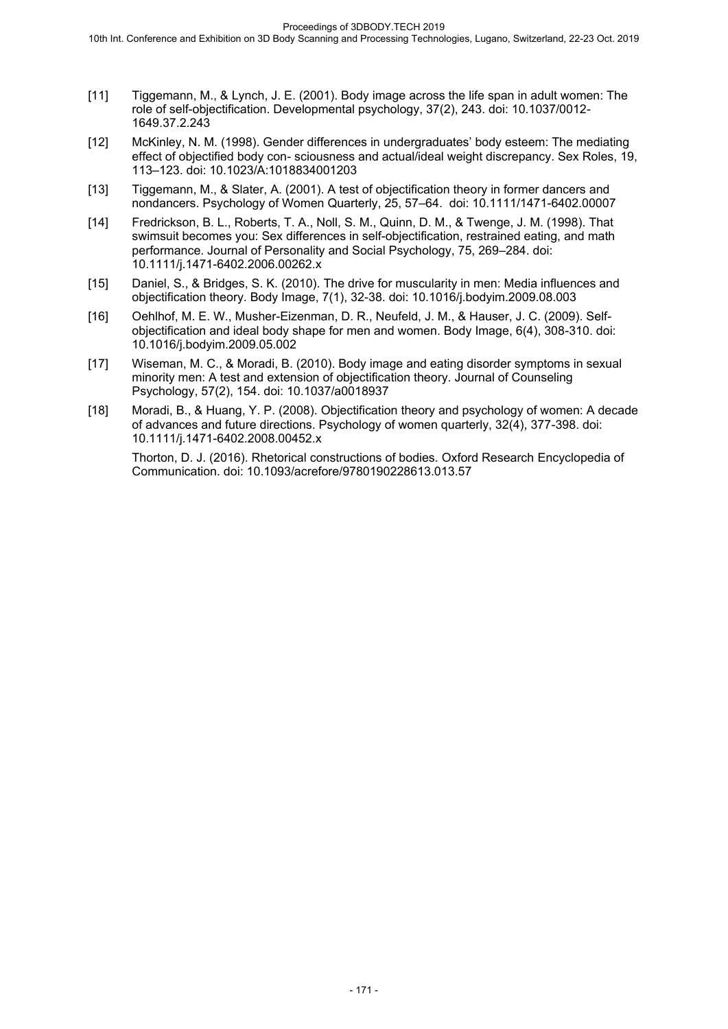[11] Tiggemann, M., & Lynch, J. E. (2001). Body image across the life span in adult women: The role of self-objectification. Developmental psychology, 37(2), 243. doi: 10.1037/0012-1649.37.2.243

[12] McKinley, N. M. (1998). Gender differences in undergraduates' body esteem: The mediating effect of objectified body con- sciousness and actual/ideal weight discrepancy. Sex Roles, 19, 113–123. doi: 10.1023/A:1018834001203

[13] Tiggemann, M., & Slater, A. (2001). A test of objectification theory in former dancers and nondancers. Psychology of Women Quarterly, 25, 57–64. doi: 10.1111/1471-6402.00007

[14] Fredrickson, B. L., Roberts, T. A., Noll, S. M., Quinn, D. M., & Twenge, J. M. (1998). That swimsuit becomes you: Sex differences in self-objectification, restrained eating, and math performance. Journal of Personality and Social Psychology, 75, 269–284. doi: 10.1111/j.1471-6402.2006.00262.x

[15] Daniel, S., & Bridges, S. K. (2010). The drive for muscularity in men: Media influences and objectification theory. Body Image, 7(1), 32-38. doi: 10.1016/j.bodyim.2009.08.003

[16] Oehlhof, M. E. W., Musher-Eizenman, D. R., Neufeld, J. M., & Hauser, J. C. (2009). Self-objectification and ideal body shape for men and women. Body Image, 6(4), 308-310. doi: 10.1016/j.bodyim.2009.05.002

[17] Wiseman, M. C., & Moradi, B. (2010). Body image and eating disorder symptoms in sexual minority men: A test and extension of objectification theory. Journal of Counseling Psychology, 57(2), 154. doi: 10.1037/a0018937

[18] Moradi, B., & Huang, Y. P. (2008). Objectification theory and psychology of women: A decade of advances and future directions. Psychology of women quarterly, 32(4), 377-398. doi: 10.1111/j.1471-6402.2008.00452.x

Thorton, D. J. (2016). Rhetorical constructions of bodies. Oxford Research Encyclopedia of Communication. doi: 10.1093/acrefore/9780190228613.013.57